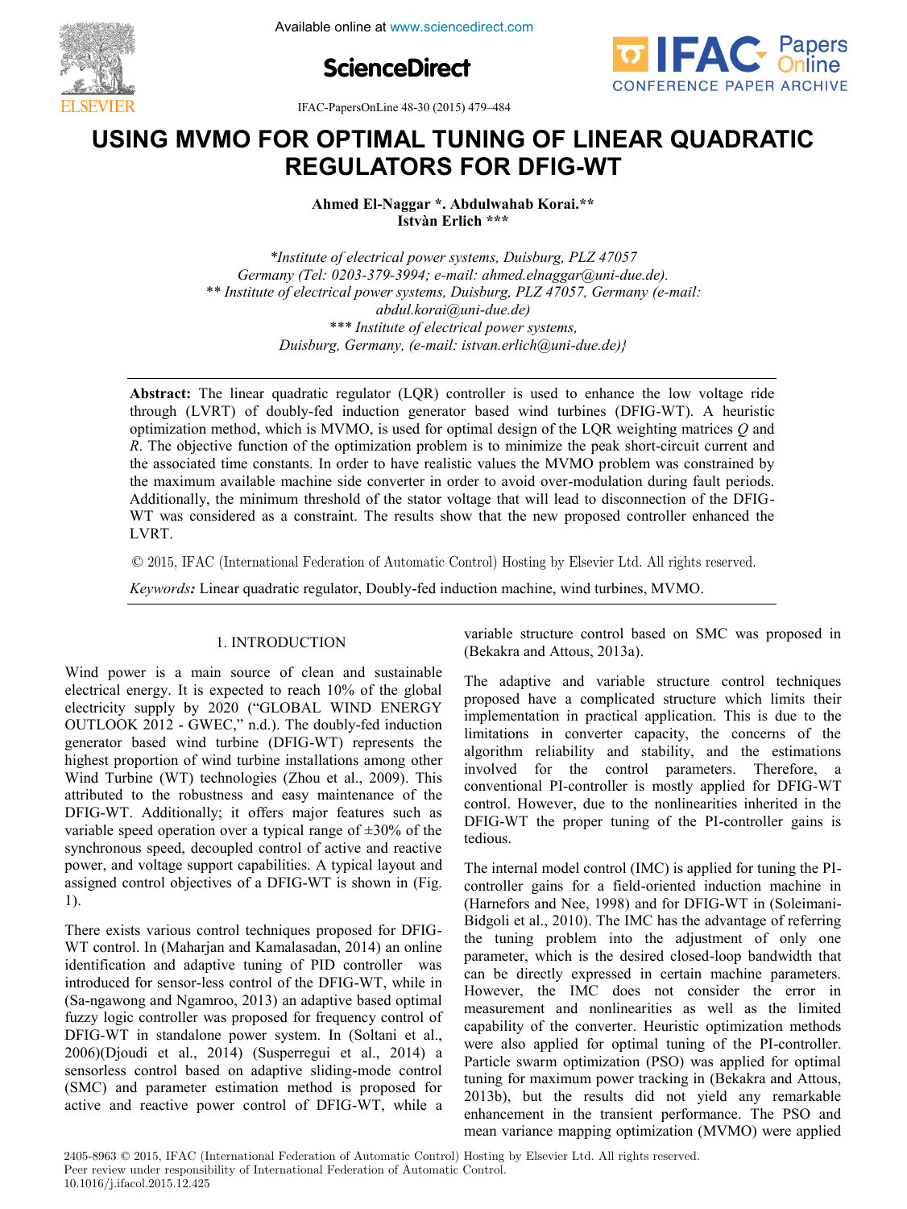# USING MVMO FOR OPTIMAL TUNING OF LINEAR QUADRATIC REGULATORS FOR DFIG-WT

**Ahmed El-Naggar \*. Abdulwahab Korai.\*\***
**Istvàn Erlich \*\*\***

*\*Institute of electrical power systems, Duisburg, PLZ 47057 Germany (Tel: 0203-379-3994; e-mail: ahmed.elnaggar@uni-due.de).*
*\*\* Institute of electrical power systems, Duisburg, PLZ 47057, Germany (e-mail: abdul.korai@uni-due.de)*
*\*\*\* Institute of electrical power systems, Duisburg, Germany, (e-mail: istvan.erlich@uni-due.de)}*

**Abstract:** The linear quadratic regulator (LQR) controller is used to enhance the low voltage ride through (LVRT) of doubly-fed induction generator based wind turbines (DFIG-WT). A heuristic optimization method, which is MVMO, is used for optimal design of the LQR weighting matrices *Q* and *R*. The objective function of the optimization problem is to minimize the peak short-circuit current and the associated time constants. In order to have realistic values the MVMO problem was constrained by the maximum available machine side converter in order to avoid over-modulation during fault periods. Additionally, the minimum threshold of the stator voltage that will lead to disconnection of the DFIG-WT was considered as a constraint. The results show that the new proposed controller enhanced the LVRT.

© 2015, IFAC (International Federation of Automatic Control) Hosting by Elsevier Ltd. All rights reserved.

*Keywords:* Linear quadratic regulator, Doubly-fed induction machine, wind turbines, MVMO.

## 1. INTRODUCTION

Wind power is a main source of clean and sustainable electrical energy. It is expected to reach 10% of the global electricity supply by 2020 ("GLOBAL WIND ENERGY OUTLOOK 2012 - GWEC," n.d.). The doubly-fed induction generator based wind turbine (DFIG-WT) represents the highest proportion of wind turbine installations among other Wind Turbine (WT) technologies (Zhou et al., 2009). This attributed to the robustness and easy maintenance of the DFIG-WT. Additionally; it offers major features such as variable speed operation over a typical range of ±30% of the synchronous speed, decoupled control of active and reactive power, and voltage support capabilities. A typical layout and assigned control objectives of a DFIG-WT is shown in (Fig. 1).

There exists various control techniques proposed for DFIG-WT control. In (Maharjan and Kamalasadan, 2014) an online identification and adaptive tuning of PID controller was introduced for sensor-less control of the DFIG-WT, while in (Sa-ngawong and Ngamroo, 2013) an adaptive based optimal fuzzy logic controller was proposed for frequency control of DFIG-WT in standalone power system. In (Soltani et al., 2006)(Djoudi et al., 2014) (Susperregui et al., 2014) a sensorless control based on adaptive sliding-mode control (SMC) and parameter estimation method is proposed for active and reactive power control of DFIG-WT, while a variable structure control based on SMC was proposed in (Bekakra and Attous, 2013a).

The adaptive and variable structure control techniques proposed have a complicated structure which limits their implementation in practical application. This is due to the limitations in converter capacity, the concerns of the algorithm reliability and stability, and the estimations involved for the control parameters. Therefore, a conventional PI-controller is mostly applied for DFIG-WT control. However, due to the nonlinearities inherited in the DFIG-WT the proper tuning of the PI-controller gains is tedious.

The internal model control (IMC) is applied for tuning the PI-controller gains for a field-oriented induction machine in (Harnefors and Nee, 1998) and for DFIG-WT in (Soleimani-Bidgoli et al., 2010). The IMC has the advantage of referring the tuning problem into the adjustment of only one parameter, which is the desired closed-loop bandwidth that can be directly expressed in certain machine parameters. However, the IMC does not consider the error in measurement and nonlinearities as well as the limited capability of the converter. Heuristic optimization methods were also applied for optimal tuning of the PI-controller. Particle swarm optimization (PSO) was applied for optimal tuning for maximum power tracking in (Bekakra and Attous, 2013b), but the results did not yield any remarkable enhancement in the transient performance. The PSO and mean variance mapping optimization (MVMO) were applied

2405-8963 © 2015, IFAC (International Federation of Automatic Control) Hosting by Elsevier Ltd. All rights reserved.
Peer review under responsibility of International Federation of Automatic Control.
10.1016/j.ifacol.2015.12.425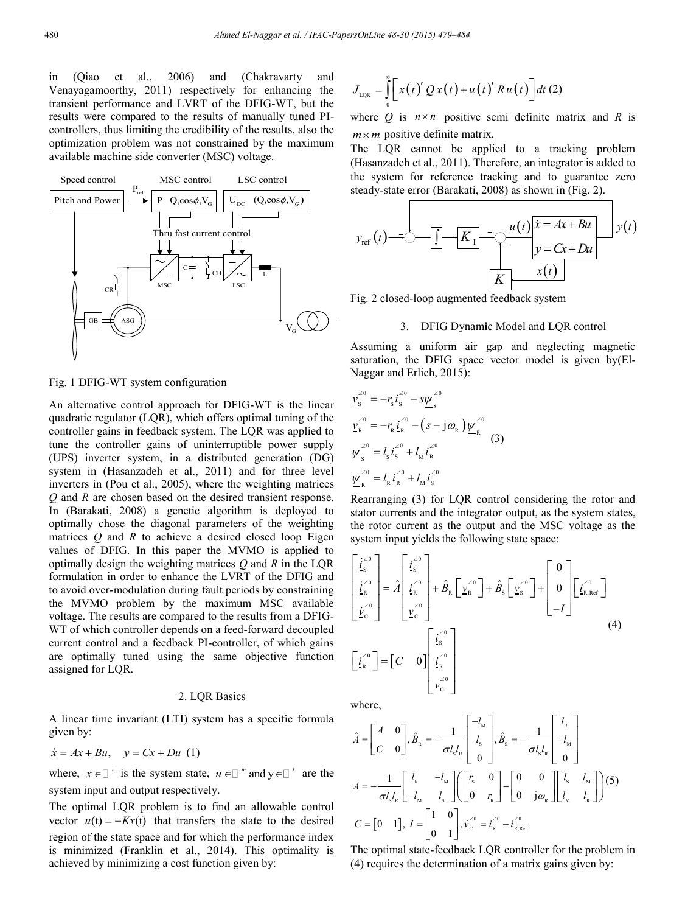in (Qiao et al., 2006) and (Chakravarty and Venayagamoorthy, 2011) respectively for enhancing the transient performance and LVRT of the DFIG-WT, but the results were compared to the results of manually tuned PI-controllers, thus limiting the credibility of the results, also the optimization problem was not constrained by the maximum available machine side converter (MSC) voltage.

Fig. 1 DFIG-WT system configuration

An alternative control approach for DFIG-WT is the linear quadratic regulator (LQR), which offers optimal tuning of the controller gains in feedback system. The LQR was applied to tune the controller gains of uninterruptible power supply (UPS) inverter system, in a distributed generation (DG) system in (Hasanzadeh et al., 2011) and for three level inverters in (Pou et al., 2005), where the weighting matrices $Q$ and $R$ are chosen based on the desired transient response. In (Barakati, 2008) a genetic algorithm is deployed to optimally chose the diagonal parameters of the weighting matrices $Q$ and $R$ to achieve a desired closed loop Eigen values of DFIG. In this paper the MVMO is applied to optimally design the weighting matrices $Q$ and $R$ in the LQR formulation in order to enhance the LVRT of the DFIG and to avoid over-modulation during fault periods by constraining the MVMO problem by the maximum MSC available voltage. The results are compared to the results from a DFIG-WT of which controller depends on a feed-forward decoupled current control and a feedback PI-controller, of which gains are optimally tuned using the same objective function assigned for LQR.

## 2. LQR Basics

A linear time invariant (LTI) system has a specific formula given by:

$$\dot{x} = Ax + Bu, \quad y = Cx + Du \quad (1)$$

where, $x \in \mathbb{R}^n$ is the system state, $u \in \mathbb{R}^m$ and $y \in \mathbb{R}^k$ are the system input and output respectively.

The optimal LQR problem is to find an allowable control vector $u(t) = -Kx(t)$ that transfers the state to the desired region of the state space and for which the performance index is minimized (Franklin et al., 2014). This optimality is achieved by minimizing a cost function given by:

$$J_{\text{LQR}} = \int_0^{\infty} \left[ x(t)' \, Q \, x(t) + u(t)' \, R \, u(t) \right] dt \quad (2)$$

where $Q$ is $n \times n$ positive semi definite matrix and $R$ is $m \times m$ positive definite matrix.

The LQR cannot be applied to a tracking problem (Hasanzadeh et al., 2011). Therefore, an integrator is added to the system for reference tracking and to guarantee zero steady-state error (Barakati, 2008) as shown in (Fig. 2).

Fig. 2 closed-loop augmented feedback system

## 3. DFIG Dynamic Model and LQR control

Assuming a uniform air gap and neglecting magnetic saturation, the DFIG space vector model is given by(El-Naggar and Erlich, 2015):

$$\begin{aligned}
\underline{v}_{\text{S}}^{\angle 0} &= -r_{\text{S}} \underline{i}_{\text{S}}^{\angle 0} - s \underline{\psi}_{\text{S}}^{\angle 0} \\
\underline{v}_{\text{R}}^{\angle 0} &= -r_{\text{R}} \underline{i}_{\text{R}}^{\angle 0} - \left(s - \text{j}\omega_{\text{R}}\right) \underline{\psi}_{\text{R}}^{\angle 0} \\
\underline{\psi}_{\text{S}}^{\angle 0} &= l_{\text{S}} \underline{i}_{\text{S}}^{\angle 0} + l_{\text{M}} \underline{i}_{\text{R}}^{\angle 0} \\
\underline{\psi}_{\text{R}}^{\angle 0} &= l_{\text{R}} \underline{i}_{\text{R}}^{\angle 0} + l_{\text{M}} \underline{i}_{\text{S}}^{\angle 0}
\end{aligned} \quad (3)$$

Rearranging (3) for LQR control considering the rotor and stator currents and the integrator output, as the system states, the rotor current as the output and the MSC voltage as the system input yields the following state space:

$$\begin{bmatrix} \dot{\underline{i}}_{\text{S}}^{\angle 0} \\ \dot{\underline{i}}_{\text{R}}^{\angle 0} \\ \dot{\underline{v}}_{\text{C}}^{\angle 0} \end{bmatrix} = \hat{A} \begin{bmatrix} \underline{i}_{\text{S}}^{\angle 0} \\ \underline{i}_{\text{R}}^{\angle 0} \\ \underline{v}_{\text{C}}^{\angle 0} \end{bmatrix} + \hat{B}_{\text{R}} \left[ \underline{v}_{\text{R}}^{\angle 0} \right] + \hat{B}_{\text{S}} \left[ \underline{v}_{\text{S}}^{\angle 0} \right] + \begin{bmatrix} 0 \\ 0 \\ -I \end{bmatrix} \left[ \underline{i}_{\text{R,Ref}}^{\angle 0} \right]$$

$$\left[ \underline{i}_{\text{R}}^{\angle 0} \right] = \begin{bmatrix} C & 0 \end{bmatrix} \begin{bmatrix} \underline{i}_{\text{S}}^{\angle 0} \\ \underline{i}_{\text{R}}^{\angle 0} \\ \underline{v}_{\text{C}}^{\angle 0} \end{bmatrix} \quad (4)$$

where,

$$\hat{A} = \begin{bmatrix} A & 0 \\ C & 0 \end{bmatrix}, \hat{B}_{\text{R}} = -\frac{1}{\sigma l_{\text{S}} l_{\text{R}}} \begin{bmatrix} -l_{\text{M}} \\ l_{\text{S}} \\ 0 \end{bmatrix}, \hat{B}_{\text{S}} = -\frac{1}{\sigma l_{\text{S}} l_{\text{R}}} \begin{bmatrix} l_{\text{R}} \\ -l_{\text{M}} \\ 0 \end{bmatrix}$$

$$A = -\frac{1}{\sigma l_{\text{S}} l_{\text{R}}} \begin{bmatrix} l_{\text{R}} & -l_{\text{M}} \\ -l_{\text{M}} & l_{\text{S}} \end{bmatrix} \left( \begin{bmatrix} r_{\text{S}} & 0 \\ 0 & r_{\text{R}} \end{bmatrix} - \begin{bmatrix} 0 & 0 \\ 0 & \text{j}\omega_{\text{R}} \end{bmatrix} \begin{bmatrix} l_{\text{S}} & l_{\text{M}} \\ l_{\text{M}} & l_{\text{R}} \end{bmatrix} \right) \quad (5)$$

$$C = \begin{bmatrix} 0 & 1 \end{bmatrix}, \; I = \begin{bmatrix} 1 & 0 \\ 0 & 1 \end{bmatrix}, \; \dot{\underline{v}}_{\text{C}}^{\angle 0} = \underline{i}_{\text{R}}^{\angle 0} - \underline{i}_{\text{R,Ref}}^{\angle 0}$$

The optimal state-feedback LQR controller for the problem in (4) requires the determination of a matrix gains given by: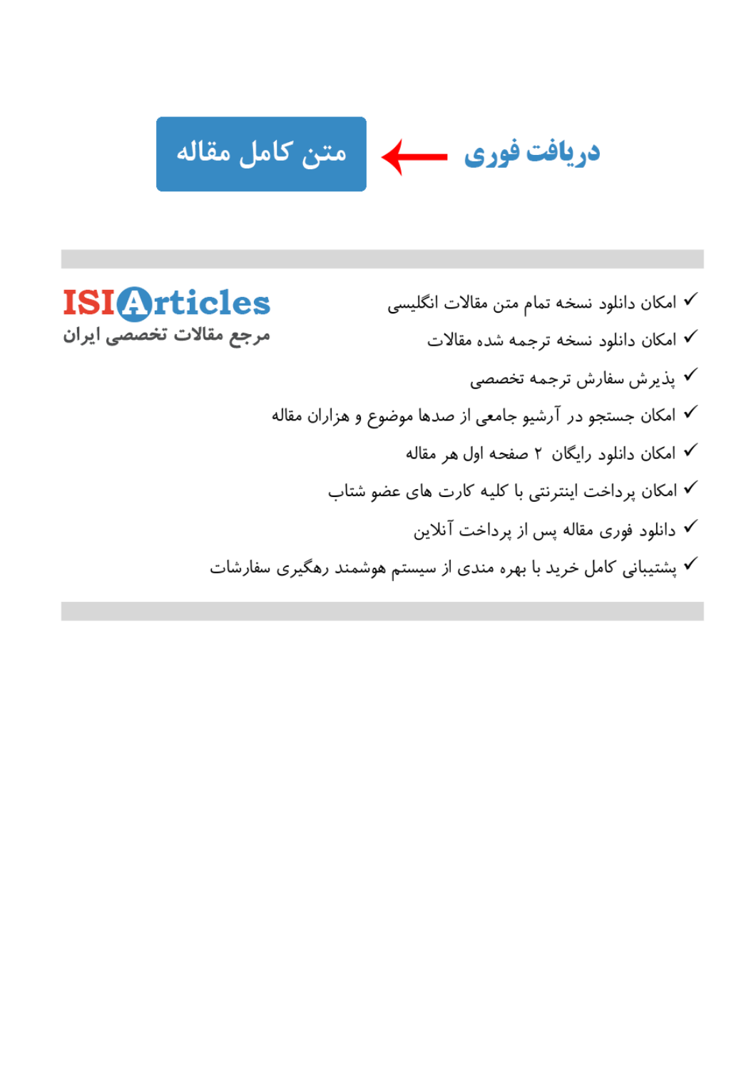دریافت فوری ← متن کامل مقاله

**ISIArticles**
مرجع مقالات تخصصی ایران

- ✓ امکان دانلود نسخه تمام متن مقالات انگلیسی
- ✓ امکان دانلود نسخه ترجمه شده مقالات
- ✓ پذیرش سفارش ترجمه تخصصی
- ✓ امکان جستجو در آرشیو جامعی از صدها موضوع و هزاران مقاله
- ✓ امکان دانلود رایگان ۲ صفحه اول هر مقاله
- ✓ امکان پرداخت اینترنتی با کلیه کارت های عضو شتاب
- ✓ دانلود فوری مقاله پس از پرداخت آنلاین
- ✓ پشتیبانی کامل خرید با بهره مندی از سیستم هوشمند رهگیری سفارشات